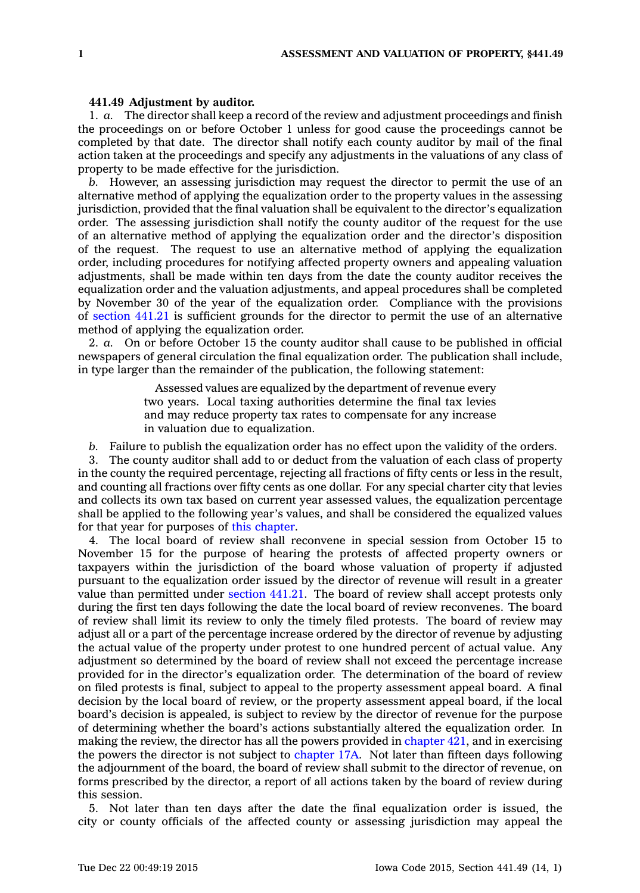**441.49 Adjustment by auditor.**

1. *a.* The director shall keep a record of the review and adjustment proceedings and finish the proceedings on or before October 1 unless for good cause the proceedings cannot be completed by that date. The director shall notify each county auditor by mail of the final action taken at the proceedings and specify any adjustments in the valuations of any class of property to be made effective for the jurisdiction.

*b.* However, an assessing jurisdiction may request the director to permit the use of an alternative method of applying the equalization order to the property values in the assessing jurisdiction, provided that the final valuation shall be equivalent to the director's equalization order. The assessing jurisdiction shall notify the county auditor of the request for the use of an alternative method of applying the equalization order and the director's disposition of the request. The request to use an alternative method of applying the equalization order, including procedures for notifying affected property owners and appealing valuation adjustments, shall be made within ten days from the date the county auditor receives the equalization order and the valuation adjustments, and appeal procedures shall be completed by November 30 of the year of the equalization order. Compliance with the provisions of section 441.21 is sufficient grounds for the director to permit the use of an alternative method of applying the equalization order.

2. *a.* On or before October 15 the county auditor shall cause to be published in official newspapers of general circulation the final equalization order. The publication shall include, in type larger than the remainder of the publication, the following statement:

> Assessed values are equalized by the department of revenue every two years. Local taxing authorities determine the final tax levies and may reduce property tax rates to compensate for any increase in valuation due to equalization.

*b.* Failure to publish the equalization order has no effect upon the validity of the orders.

3. The county auditor shall add to or deduct from the valuation of each class of property in the county the required percentage, rejecting all fractions of fifty cents or less in the result, and counting all fractions over fifty cents as one dollar. For any special charter city that levies and collects its own tax based on current year assessed values, the equalization percentage shall be applied to the following year's values, and shall be considered the equalized values for that year for purposes of this chapter.

4. The local board of review shall reconvene in special session from October 15 to November 15 for the purpose of hearing the protests of affected property owners or taxpayers within the jurisdiction of the board whose valuation of property if adjusted pursuant to the equalization order issued by the director of revenue will result in a greater value than permitted under section 441.21. The board of review shall accept protests only during the first ten days following the date the local board of review reconvenes. The board of review shall limit its review to only the timely filed protests. The board of review may adjust all or a part of the percentage increase ordered by the director of revenue by adjusting the actual value of the property under protest to one hundred percent of actual value. Any adjustment so determined by the board of review shall not exceed the percentage increase provided for in the director's equalization order. The determination of the board of review on filed protests is final, subject to appeal to the property assessment appeal board. A final decision by the local board of review, or the property assessment appeal board, if the local board's decision is appealed, is subject to review by the director of revenue for the purpose of determining whether the board's actions substantially altered the equalization order. In making the review, the director has all the powers provided in chapter 421, and in exercising the powers the director is not subject to chapter 17A. Not later than fifteen days following the adjournment of the board, the board of review shall submit to the director of revenue, on forms prescribed by the director, a report of all actions taken by the board of review during this session.

5. Not later than ten days after the date the final equalization order is issued, the city or county officials of the affected county or assessing jurisdiction may appeal the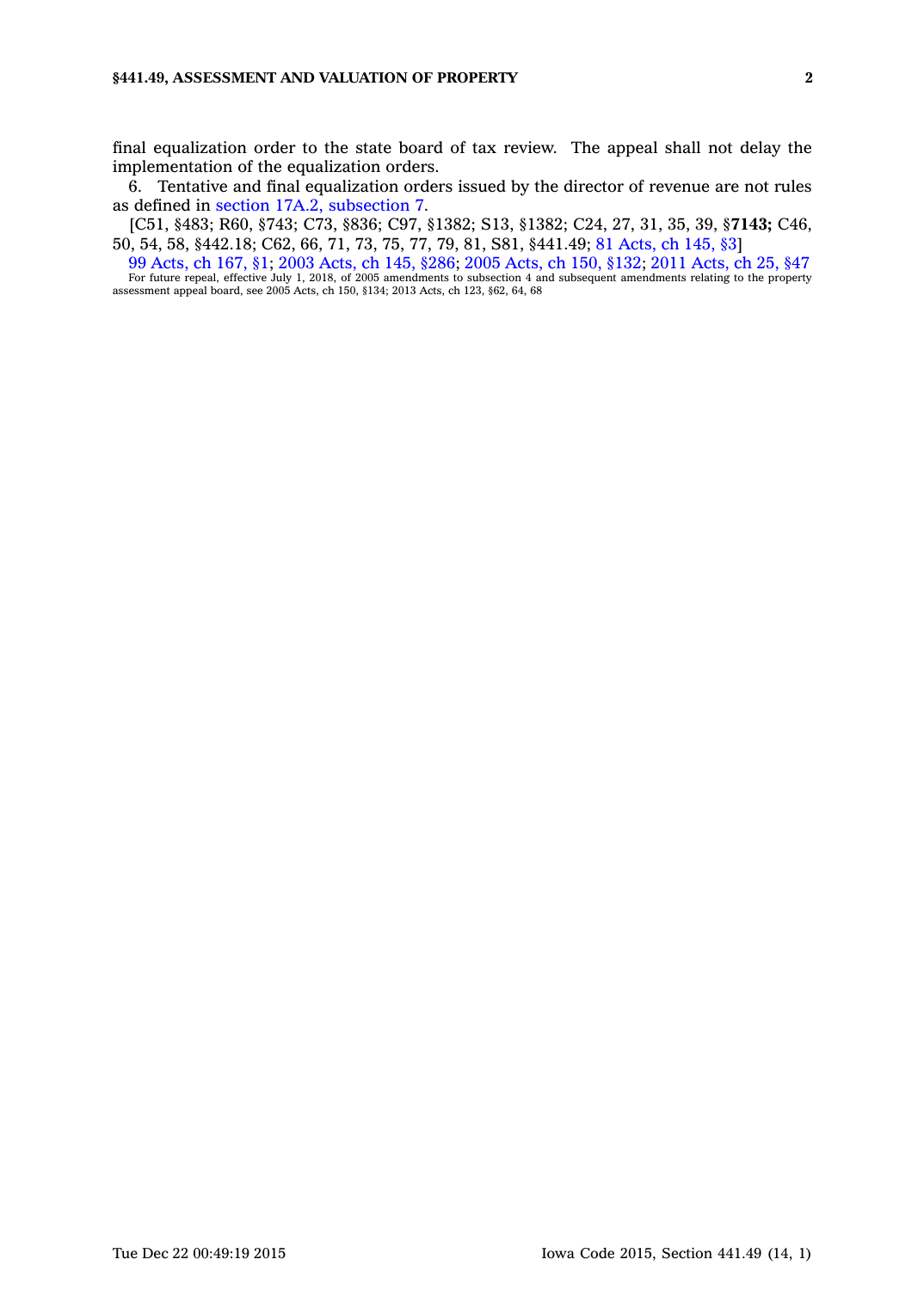final equalization order to the state board of tax review. The appeal shall not delay the implementation of the equalization orders.

6. Tentative and final equalization orders issued by the director of revenue are not rules as defined in section 17A.2, subsection 7.

[C51, §483; R60, §743; C73, §836; C97, §1382; S13, §1382; C24, 27, 31, 35, 39, §**7143;** C46, 50, 54, 58, §442.18; C62, 66, 71, 73, 75, 77, 79, 81, S81, §441.49; 81 Acts, ch 145, §3]

99 Acts, ch 167, §1; 2003 Acts, ch 145, §286; 2005 Acts, ch 150, §132; 2011 Acts, ch 25, §47

For future repeal, effective July 1, 2018, of 2005 amendments to subsection 4 and subsequent amendments relating to the property assessment appeal board, see 2005 Acts, ch 150, §134; 2013 Acts, ch 123, §62, 64, 68